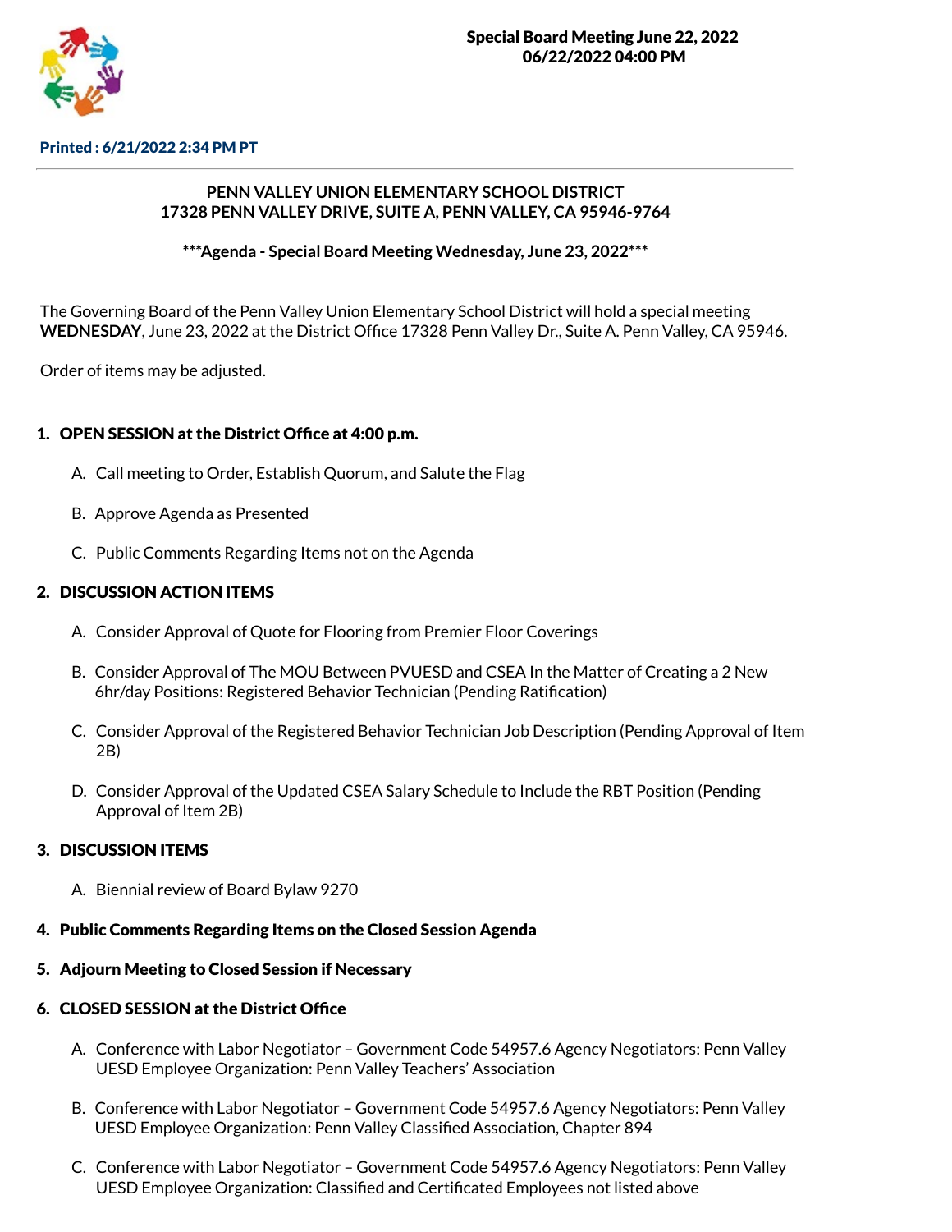**Special Board Meeting June 22, 2022**
**06/22/2022 04:00 PM**

**Printed : 6/21/2022 2:34 PM PT**

---

**PENN VALLEY UNION ELEMENTARY SCHOOL DISTRICT**
**17328 PENN VALLEY DRIVE, SUITE A, PENN VALLEY, CA 95946-9764**

**\*\*\*Agenda - Special Board Meeting Wednesday, June 23, 2022\*\*\***

The Governing Board of the Penn Valley Union Elementary School District will hold a special meeting **WEDNESDAY**, June 23, 2022 at the District Office 17328 Penn Valley Dr., Suite A. Penn Valley, CA 95946.

Order of items may be adjusted.

## 1. OPEN SESSION at the District Office at 4:00 p.m.

A. Call meeting to Order, Establish Quorum, and Salute the Flag

B. Approve Agenda as Presented

C. Public Comments Regarding Items not on the Agenda

## 2. DISCUSSION ACTION ITEMS

A. Consider Approval of Quote for Flooring from Premier Floor Coverings

B. Consider Approval of The MOU Between PVUESD and CSEA In the Matter of Creating a 2 New 6hr/day Positions: Registered Behavior Technician (Pending Ratification)

C. Consider Approval of the Registered Behavior Technician Job Description (Pending Approval of Item 2B)

D. Consider Approval of the Updated CSEA Salary Schedule to Include the RBT Position (Pending Approval of Item 2B)

## 3. DISCUSSION ITEMS

A. Biennial review of Board Bylaw 9270

## 4. Public Comments Regarding Items on the Closed Session Agenda

## 5. Adjourn Meeting to Closed Session if Necessary

## 6. CLOSED SESSION at the District Office

A. Conference with Labor Negotiator – Government Code 54957.6 Agency Negotiators: Penn Valley UESD Employee Organization: Penn Valley Teachers' Association

B. Conference with Labor Negotiator – Government Code 54957.6 Agency Negotiators: Penn Valley UESD Employee Organization: Penn Valley Classified Association, Chapter 894

C. Conference with Labor Negotiator – Government Code 54957.6 Agency Negotiators: Penn Valley UESD Employee Organization: Classified and Certificated Employees not listed above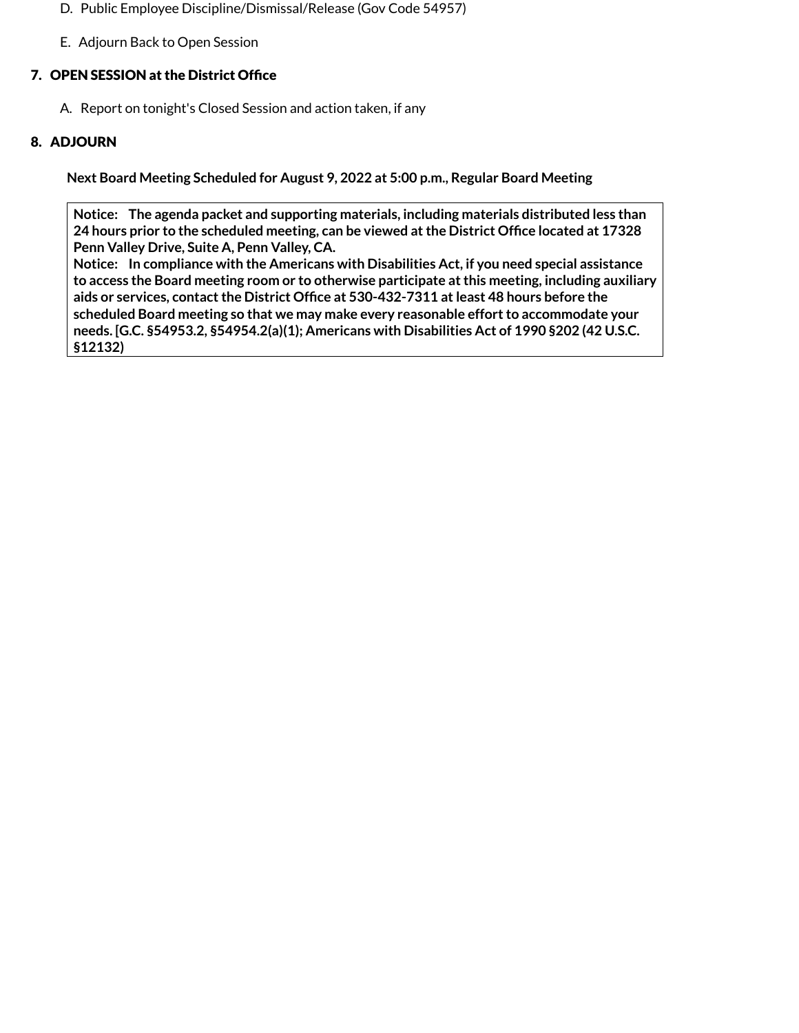D. Public Employee Discipline/Dismissal/Release (Gov Code 54957)

E. Adjourn Back to Open Session

## 7. OPEN SESSION at the District Office

A. Report on tonight's Closed Session and action taken, if any

## 8. ADJOURN

**Next Board Meeting Scheduled for August 9, 2022 at 5:00 p.m., Regular Board Meeting**

**Notice: The agenda packet and supporting materials, including materials distributed less than 24 hours prior to the scheduled meeting, can be viewed at the District Office located at 17328 Penn Valley Drive, Suite A, Penn Valley, CA.**
**Notice: In compliance with the Americans with Disabilities Act, if you need special assistance to access the Board meeting room or to otherwise participate at this meeting, including auxiliary aids or services, contact the District Office at 530-432-7311 at least 48 hours before the scheduled Board meeting so that we may make every reasonable effort to accommodate your needs. [G.C. §54953.2, §54954.2(a)(1); Americans with Disabilities Act of 1990 §202 (42 U.S.C. §12132)**